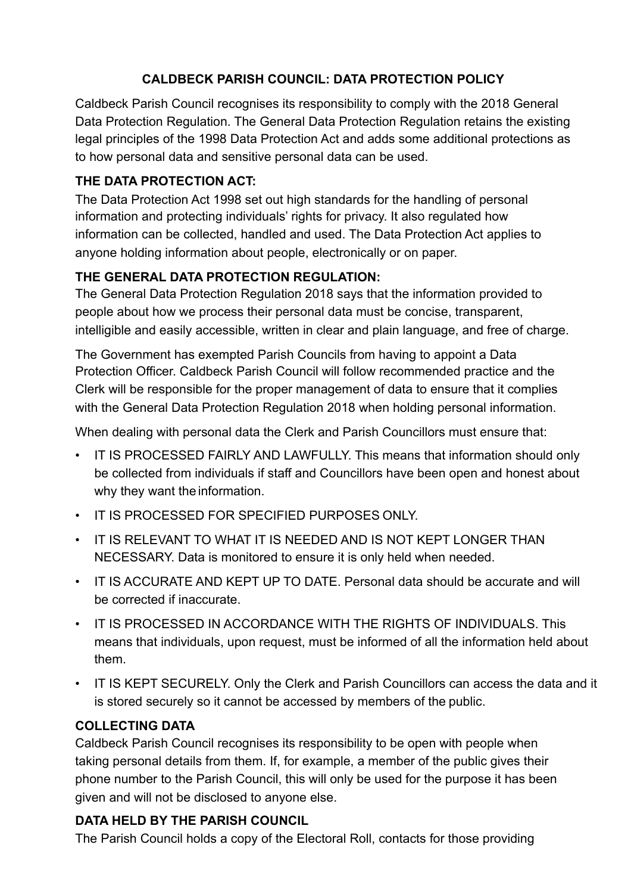# CALDBECK PARISH COUNCIL: DATA PROTECTION POLICY

Caldbeck Parish Council recognises its responsibility to comply with the 2018 General Data Protection Regulation. The General Data Protection Regulation retains the existing legal principles of the 1998 Data Protection Act and adds some additional protections as to how personal data and sensitive personal data can be used.

## THE DATA PROTECTION ACT:

The Data Protection Act 1998 set out high standards for the handling of personal information and protecting individuals' rights for privacy. It also regulated how information can be collected, handled and used. The Data Protection Act applies to anyone holding information about people, electronically or on paper.

## THE GENERAL DATA PROTECTION REGULATION:

The General Data Protection Regulation 2018 says that the information provided to people about how we process their personal data must be concise, transparent, intelligible and easily accessible, written in clear and plain language, and free of charge.

The Government has exempted Parish Councils from having to appoint a Data Protection Officer. Caldbeck Parish Council will follow recommended practice and the Clerk will be responsible for the proper management of data to ensure that it complies with the General Data Protection Regulation 2018 when holding personal information.

When dealing with personal data the Clerk and Parish Councillors must ensure that:

- IT IS PROCESSED FAIRLY AND LAWFULLY. This means that information should only be collected from individuals if staff and Councillors have been open and honest about why they want the information.
- IT IS PROCESSED FOR SPECIFIED PURPOSES ONLY.
- IT IS RELEVANT TO WHAT IT IS NEEDED AND IS NOT KEPT LONGER THAN NECESSARY. Data is monitored to ensure it is only held when needed.
- IT IS ACCURATE AND KEPT UP TO DATE. Personal data should be accurate and will be corrected if inaccurate.
- IT IS PROCESSED IN ACCORDANCE WITH THE RIGHTS OF INDIVIDUALS. This means that individuals, upon request, must be informed of all the information held about them.
- IT IS KEPT SECURELY. Only the Clerk and Parish Councillors can access the data and it is stored securely so it cannot be accessed by members of the public.

## COLLECTING DATA

Caldbeck Parish Council recognises its responsibility to be open with people when taking personal details from them. If, for example, a member of the public gives their phone number to the Parish Council, this will only be used for the purpose it has been given and will not be disclosed to anyone else.

## DATA HELD BY THE PARISH COUNCIL

The Parish Council holds a copy of the Electoral Roll, contacts for those providing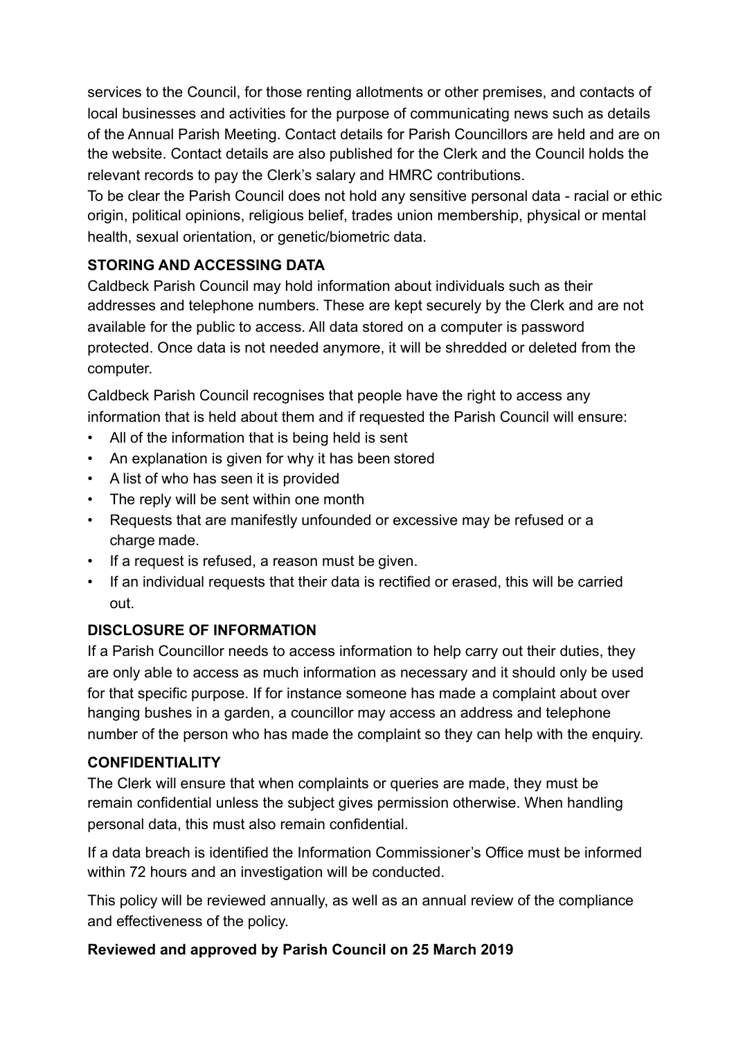services to the Council, for those renting allotments or other premises, and contacts of local businesses and activities for the purpose of communicating news such as details of the Annual Parish Meeting. Contact details for Parish Councillors are held and are on the website. Contact details are also published for the Clerk and the Council holds the relevant records to pay the Clerk's salary and HMRC contributions.

To be clear the Parish Council does not hold any sensitive personal data - racial or ethic origin, political opinions, religious belief, trades union membership, physical or mental health, sexual orientation, or genetic/biometric data.

**STORING AND ACCESSING DATA**

Caldbeck Parish Council may hold information about individuals such as their addresses and telephone numbers. These are kept securely by the Clerk and are not available for the public to access. All data stored on a computer is password protected. Once data is not needed anymore, it will be shredded or deleted from the computer.

Caldbeck Parish Council recognises that people have the right to access any information that is held about them and if requested the Parish Council will ensure:

- All of the information that is being held is sent
- An explanation is given for why it has been stored
- A list of who has seen it is provided
- The reply will be sent within one month
- Requests that are manifestly unfounded or excessive may be refused or a charge made.
- If a request is refused, a reason must be given.
- If an individual requests that their data is rectified or erased, this will be carried out.

**DISCLOSURE OF INFORMATION**

If a Parish Councillor needs to access information to help carry out their duties, they are only able to access as much information as necessary and it should only be used for that specific purpose. If for instance someone has made a complaint about over hanging bushes in a garden, a councillor may access an address and telephone number of the person who has made the complaint so they can help with the enquiry.

**CONFIDENTIALITY**

The Clerk will ensure that when complaints or queries are made, they must be remain confidential unless the subject gives permission otherwise. When handling personal data, this must also remain confidential.

If a data breach is identified the Information Commissioner's Office must be informed within 72 hours and an investigation will be conducted.

This policy will be reviewed annually, as well as an annual review of the compliance and effectiveness of the policy.

**Reviewed and approved by Parish Council on 25 March 2019**